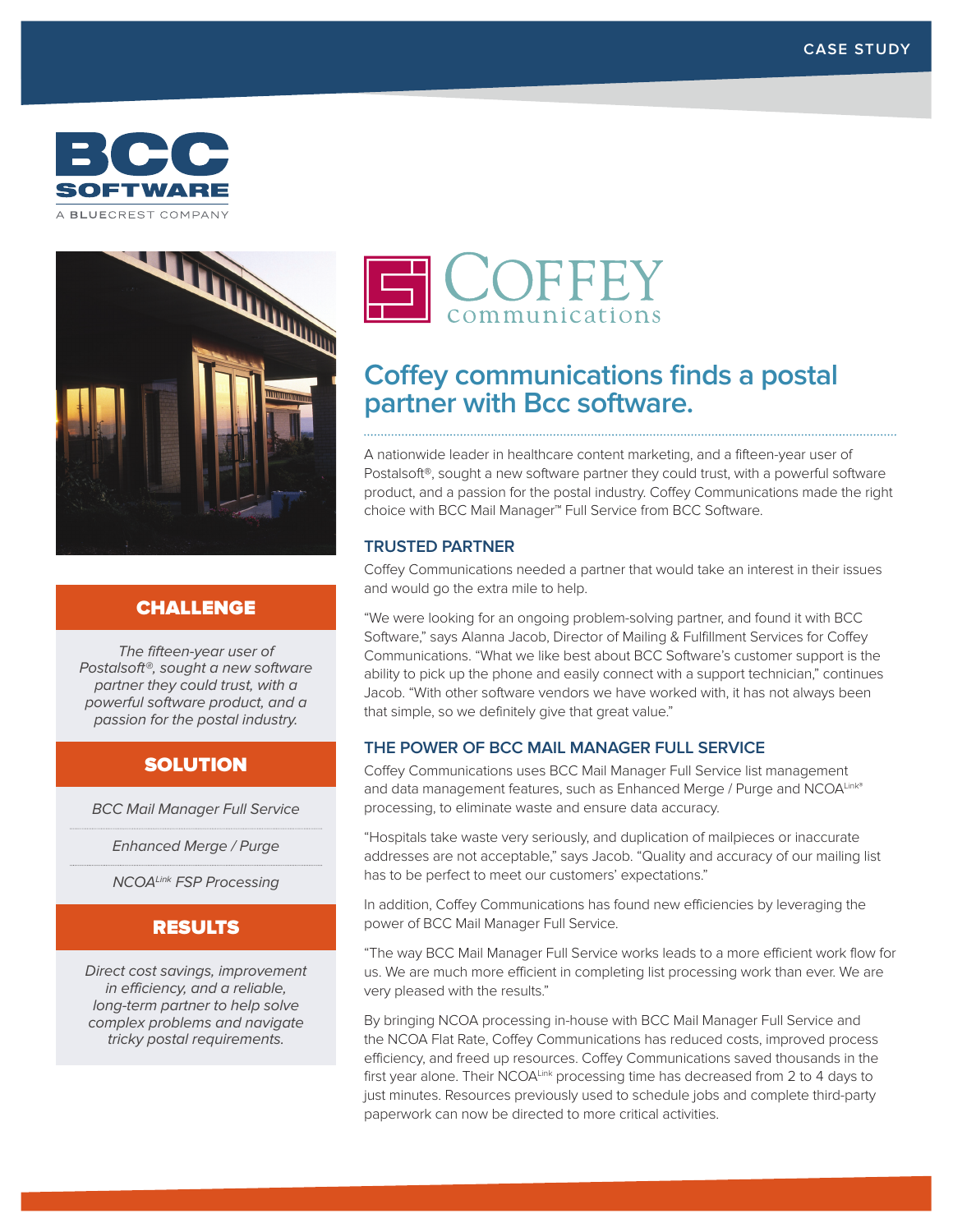CASE STUDY

BCC SOFTWARE

A BLUECREST COMPANY

## CHALLENGE

*The fifteen-year user of Postalsoft®, sought a new software partner they could trust, with a powerful software product, and a passion for the postal industry.*

## SOLUTION

*BCC Mail Manager Full Service*

*Enhanced Merge / Purge*

*NCOA$^{Link}$ FSP Processing*

## RESULTS

*Direct cost savings, improvement in efficiency, and a reliable, long-term partner to help solve complex problems and navigate tricky postal requirements.*

COFFEY communications

# Coffey communications finds a postal partner with Bcc software.

A nationwide leader in healthcare content marketing, and a fifteen-year user of Postalsoft®, sought a new software partner they could trust, with a powerful software product, and a passion for the postal industry. Coffey Communications made the right choice with BCC Mail Manager™ Full Service from BCC Software.

### TRUSTED PARTNER

Coffey Communications needed a partner that would take an interest in their issues and would go the extra mile to help.

"We were looking for an ongoing problem-solving partner, and found it with BCC Software," says Alanna Jacob, Director of Mailing & Fulfillment Services for Coffey Communications. "What we like best about BCC Software's customer support is the ability to pick up the phone and easily connect with a support technician," continues Jacob. "With other software vendors we have worked with, it has not always been that simple, so we definitely give that great value."

### THE POWER OF BCC MAIL MANAGER FULL SERVICE

Coffey Communications uses BCC Mail Manager Full Service list management and data management features, such as Enhanced Merge / Purge and NCOA$^{Link®}$ processing, to eliminate waste and ensure data accuracy.

"Hospitals take waste very seriously, and duplication of mailpieces or inaccurate addresses are not acceptable," says Jacob. "Quality and accuracy of our mailing list has to be perfect to meet our customers' expectations."

In addition, Coffey Communications has found new efficiencies by leveraging the power of BCC Mail Manager Full Service.

"The way BCC Mail Manager Full Service works leads to a more efficient work flow for us. We are much more efficient in completing list processing work than ever. We are very pleased with the results."

By bringing NCOA processing in-house with BCC Mail Manager Full Service and the NCOA Flat Rate, Coffey Communications has reduced costs, improved process efficiency, and freed up resources. Coffey Communications saved thousands in the first year alone. Their NCOA$^{Link}$ processing time has decreased from 2 to 4 days to just minutes. Resources previously used to schedule jobs and complete third-party paperwork can now be directed to more critical activities.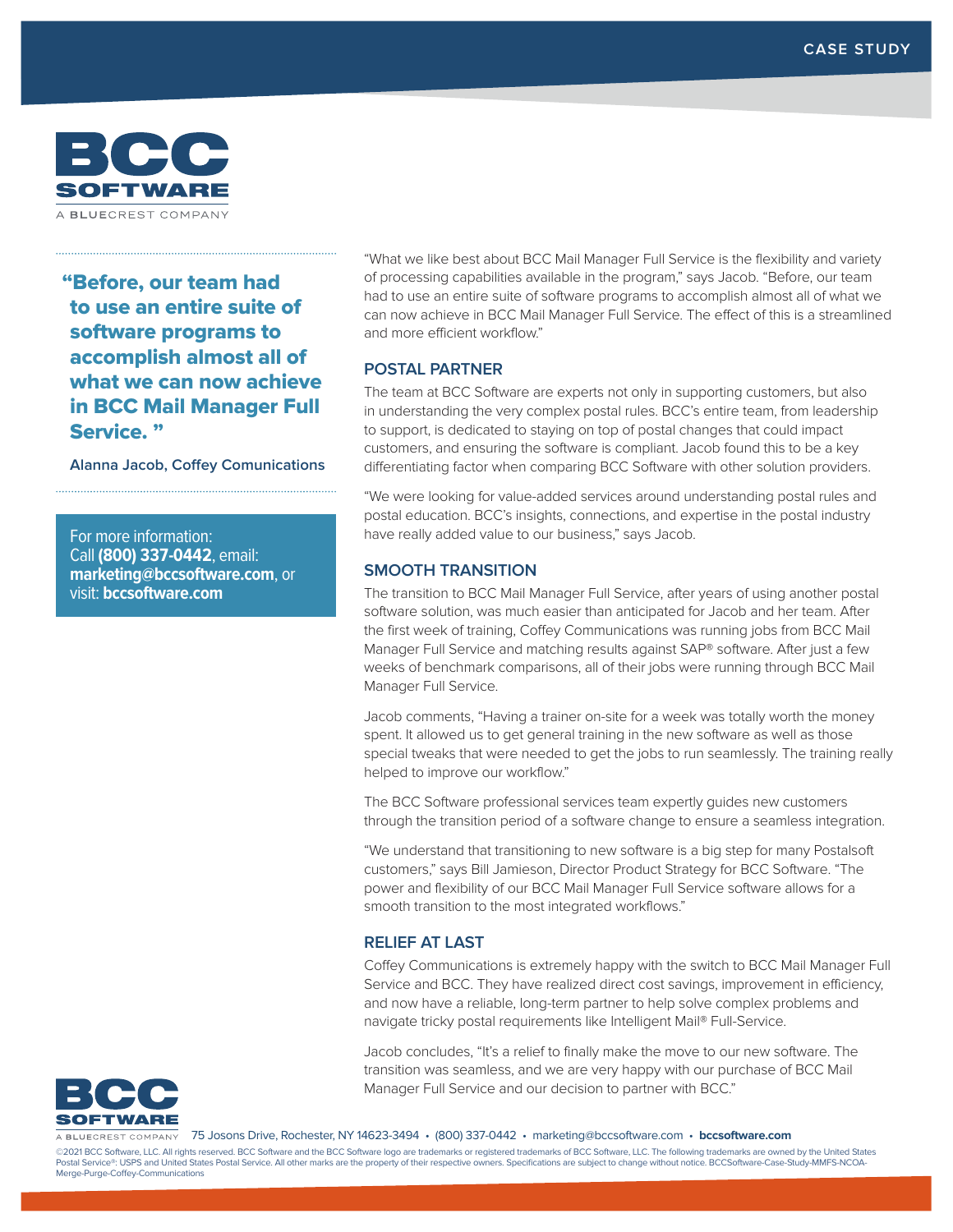CASE STUDY

> **"Before, our team had to use an entire suite of software programs to accomplish almost all of what we can now achieve in BCC Mail Manager Full Service. "**
>
> **Alanna Jacob, Coffey Comunications**

For more information:
Call **(800) 337-0442**, email: **marketing@bccsoftware.com**, or visit: **bccsoftware.com**

"What we like best about BCC Mail Manager Full Service is the flexibility and variety of processing capabilities available in the program," says Jacob. "Before, our team had to use an entire suite of software programs to accomplish almost all of what we can now achieve in BCC Mail Manager Full Service. The effect of this is a streamlined and more efficient workflow."

## POSTAL PARTNER

The team at BCC Software are experts not only in supporting customers, but also in understanding the very complex postal rules. BCC's entire team, from leadership to support, is dedicated to staying on top of postal changes that could impact customers, and ensuring the software is compliant. Jacob found this to be a key differentiating factor when comparing BCC Software with other solution providers.

"We were looking for value-added services around understanding postal rules and postal education. BCC's insights, connections, and expertise in the postal industry have really added value to our business," says Jacob.

## SMOOTH TRANSITION

The transition to BCC Mail Manager Full Service, after years of using another postal software solution, was much easier than anticipated for Jacob and her team. After the first week of training, Coffey Communications was running jobs from BCC Mail Manager Full Service and matching results against SAP® software. After just a few weeks of benchmark comparisons, all of their jobs were running through BCC Mail Manager Full Service.

Jacob comments, "Having a trainer on-site for a week was totally worth the money spent. It allowed us to get general training in the new software as well as those special tweaks that were needed to get the jobs to run seamlessly. The training really helped to improve our workflow."

The BCC Software professional services team expertly guides new customers through the transition period of a software change to ensure a seamless integration.

"We understand that transitioning to new software is a big step for many Postalsoft customers," says Bill Jamieson, Director Product Strategy for BCC Software. "The power and flexibility of our BCC Mail Manager Full Service software allows for a smooth transition to the most integrated workflows."

## RELIEF AT LAST

Coffey Communications is extremely happy with the switch to BCC Mail Manager Full Service and BCC. They have realized direct cost savings, improvement in efficiency, and now have a reliable, long-term partner to help solve complex problems and navigate tricky postal requirements like Intelligent Mail® Full-Service.

Jacob concludes, "It's a relief to finally make the move to our new software. The transition was seamless, and we are very happy with our purchase of BCC Mail Manager Full Service and our decision to partner with BCC."

75 Josons Drive, Rochester, NY 14623-3494 • (800) 337-0442 • marketing@bccsoftware.com • **bccsoftware.com**

©2021 BCC Software, LLC. All rights reserved. BCC Software and the BCC Software logo are trademarks or registered trademarks of BCC Software, LLC. The following trademarks are owned by the United States Postal Service®: USPS and United States Postal Service. All other marks are the property of their respective owners. Specifications are subject to change without notice. BCCSoftware-Case-Study-MMFS-NCOA-Merge-Purge-Coffey-Communications